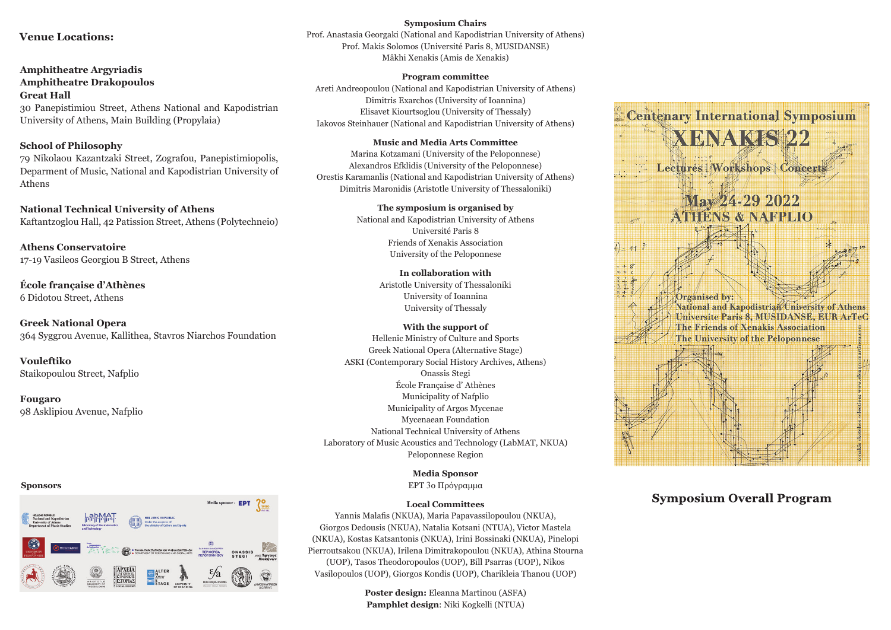## Venue Locations:

**Amphitheatre Argyriadis**
**Amphitheatre Drakopoulos**
**Great Hall**
30 Panepistimiou Street, Athens National and Kapodistrian University of Athens, Main Building (Propylaia)

**School of Philosophy**
79 Nikolaou Kazantzaki Street, Zografou, Panepistimiopolis, Deparment of Music, National and Kapodistrian University of Athens

**National Technical University of Athens**
Kaftantzoglou Hall, 42 Patission Street, Athens (Polytechneio)

**Athens Conservatoire**
17-19 Vasileos Georgiou B Street, Athens

**École française d'Athènes**
6 Didotou Street, Athens

**Greek National Opera**
364 Syggrou Avenue, Kallithea, Stavros Niarchos Foundation

**Vouleftiko**
Staikopoulou Street, Nafplio

**Fougaro**
98 Asklipiou Avenue, Nafplio

**Sponsors**

**Symposium Chairs**
Prof. Anastasia Georgaki (National and Kapodistrian University of Athens)
Prof. Makis Solomos (Université Paris 8, MUSIDANSE)
Mâkhi Xenakis (Amis de Xenakis)

**Program committee**
Areti Andreopoulou (National and Kapodistrian University of Athens)
Dimitris Exarchos (University of Ioannina)
Elisavet Kiourtsoglou (University of Thessaly)
Iakovos Steinhauer (National and Kapodistrian University of Athens)

**Music and Media Arts Committee**
Marina Kotzamani (University of the Peloponnese)
Alexandros Efklidis (University of the Peloponnese)
Orestis Karamanlis (National and Kapodistrian University of Athens)
Dimitris Maronidis (Aristotle University of Thessaloniki)

**The symposium is organised by**
National and Kapodistrian University of Athens
Université Paris 8
Friends of Xenakis Association
University of the Peloponnese

**In collaboration with**
Aristotle University of Thessaloniki
University of Ioannina
University of Thessaly

**With the support of**
Hellenic Ministry of Culture and Sports
Greek National Opera (Alternative Stage)
ASKI (Contemporary Social History Archives, Athens)
Onassis Stegi
École Française d' Athènes
Municipality of Nafplio
Municipality of Argos Mycenae
Mycenaean Foundation
National Technical University of Athens
Laboratory of Music Acoustics and Technology (LabMAT, NKUA)
Peloponnese Region

**Media Sponsor**
ΕΡΤ 3ο Πρόγραμμα

**Local Committees**
Yannis Malafis (NKUA), Maria Papavassilopoulou (NKUA), Giorgos Dedousis (NKUA), Natalia Kotsani (NTUA), Victor Mastela (NKUA), Kostas Katsantonis (NKUA), Irini Bossinaki (NKUA), Pinelopi Pierroutsakou (NKUA), Irilena Dimitrakopoulou (NKUA), Athina Stourna (UOP), Tasos Theodoropoulos (UOP), Bill Psarras (UOP), Nikos Vasilopoulos (UOP), Giorgos Kondis (UOP), Charikleia Thanou (UOP)

**Poster design:** Eleanna Martinou (ASFA)
**Pamphlet design**: Niki Kogkelli (NTUA)

# Centenary International Symposium XENAKIS 22

Lectures | Workshops | Concerts

**May 24-29 2022**
**ATHENS & NAFPLIO**

Organised by:
National and Kapodistrian University of Athens
Universite Paris 8, MUSIDANSE, EUR ArTeC
The Friends of Xenakis Association
The University of the Peloponnese

## Symposium Overall Program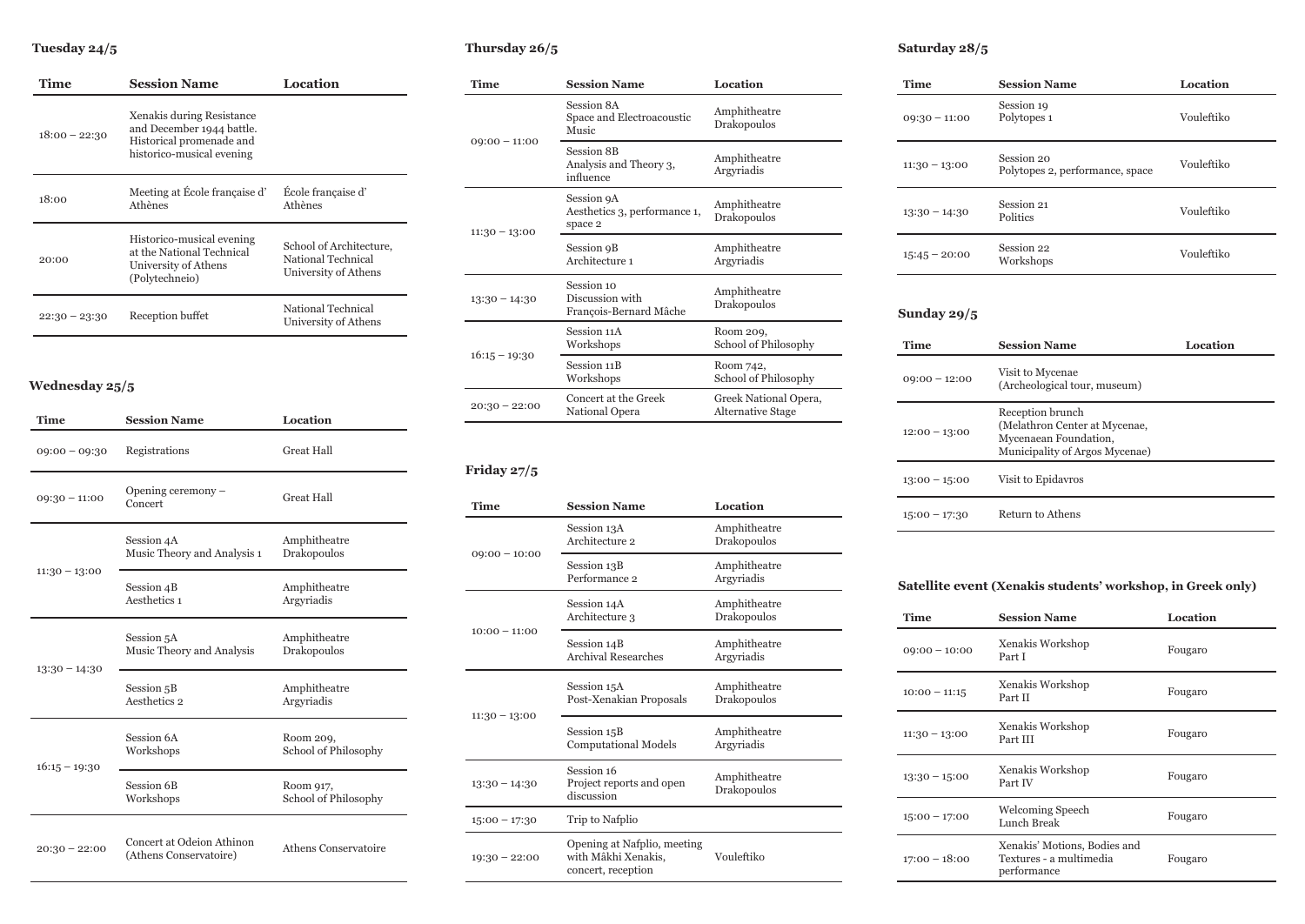### Tuesday 24/5

| Time | Session Name | Location |
| --- | --- | --- |
| 18:00 – 22:30 | Xenakis during Resistance and December 1944 battle. Historical promenade and historico-musical evening | |
| 18:00 | Meeting at École française d' Athènes | École française d' Athènes |
| 20:00 | Historico-musical evening at the National Technical University of Athens (Polytechneio) | School of Architecture, National Technical University of Athens |
| 22:30 – 23:30 | Reception buffet | National Technical University of Athens |

### Wednesday 25/5

| Time | Session Name | Location |
| --- | --- | --- |
| 09:00 – 09:30 | Registrations | Great Hall |
| 09:30 – 11:00 | Opening ceremony – Concert | Great Hall |
| 11:30 – 13:00 | Session 4A Music Theory and Analysis 1 | Amphitheatre Drakopoulos |
| | Session 4B Aesthetics 1 | Amphitheatre Argyriadis |
| 13:30 – 14:30 | Session 5A Music Theory and Analysis | Amphitheatre Drakopoulos |
| | Session 5B Aesthetics 2 | Amphitheatre Argyriadis |
| 16:15 – 19:30 | Session 6A Workshops | Room 209, School of Philosophy |
| | Session 6B Workshops | Room 917, School of Philosophy |
| 20:30 – 22:00 | Concert at Odeion Athinon (Athens Conservatoire) | Athens Conservatoire |

### Thursday 26/5

| Time | Session Name | Location |
| --- | --- | --- |
| 09:00 – 11:00 | Session 8A Space and Electroacoustic Music | Amphitheatre Drakopoulos |
| | Session 8B Analysis and Theory 3, influence | Amphitheatre Argyriadis |
| 11:30 – 13:00 | Session 9A Aesthetics 3, performance 1, space 2 | Amphitheatre Drakopoulos |
| | Session 9B Architecture 1 | Amphitheatre Argyriadis |
| 13:30 – 14:30 | Session 10 Discussion with François-Bernard Mâche | Amphitheatre Drakopoulos |
| 16:15 – 19:30 | Session 11A Workshops | Room 209, School of Philosophy |
| | Session 11B Workshops | Room 742, School of Philosophy |
| 20:30 – 22:00 | Concert at the Greek National Opera | Greek National Opera, Alternative Stage |

### Friday 27/5

| Time | Session Name | Location |
| --- | --- | --- |
| 09:00 – 10:00 | Session 13A Architecture 2 | Amphitheatre Drakopoulos |
| | Session 13B Performance 2 | Amphitheatre Argyriadis |
| 10:00 – 11:00 | Session 14A Architecture 3 | Amphitheatre Drakopoulos |
| | Session 14B Archival Researches | Amphitheatre Argyriadis |
| 11:30 – 13:00 | Session 15A Post-Xenakian Proposals | Amphitheatre Drakopoulos |
| | Session 15B Computational Models | Amphitheatre Argyriadis |
| 13:30 – 14:30 | Session 16 Project reports and open discussion | Amphitheatre Drakopoulos |
| 15:00 – 17:30 | Trip to Nafplio | |
| 19:30 – 22:00 | Opening at Nafplio, meeting with Mâkhi Xenakis, concert, reception | Vouleftiko |

### Saturday 28/5

| Time | Session Name | Location |
| --- | --- | --- |
| 09:30 – 11:00 | Session 19 Polytopes 1 | Vouleftiko |
| 11:30 – 13:00 | Session 20 Polytopes 2, performance, space | Vouleftiko |
| 13:30 – 14:30 | Session 21 Politics | Vouleftiko |
| 15:45 – 20:00 | Session 22 Workshops | Vouleftiko |

### Sunday 29/5

| Time | Session Name | Location |
| --- | --- | --- |
| 09:00 – 12:00 | Visit to Mycenae (Archeological tour, museum) | |
| 12:00 – 13:00 | Reception brunch (Melathron Center at Mycenae, Mycenaean Foundation, Municipality of Argos Mycenae) | |
| 13:00 – 15:00 | Visit to Epidavros | |
| 15:00 – 17:30 | Return to Athens | |

### Satellite event (Xenakis students' workshop, in Greek only)

| Time | Session Name | Location |
| --- | --- | --- |
| 09:00 – 10:00 | Xenakis Workshop Part I | Fougaro |
| 10:00 – 11:15 | Xenakis Workshop Part II | Fougaro |
| 11:30 – 13:00 | Xenakis Workshop Part III | Fougaro |
| 13:30 – 15:00 | Xenakis Workshop Part IV | Fougaro |
| 15:00 – 17:00 | Welcoming Speech Lunch Break | Fougaro |
| 17:00 – 18:00 | Xenakis' Motions, Bodies and Textures - a multimedia performance | Fougaro |